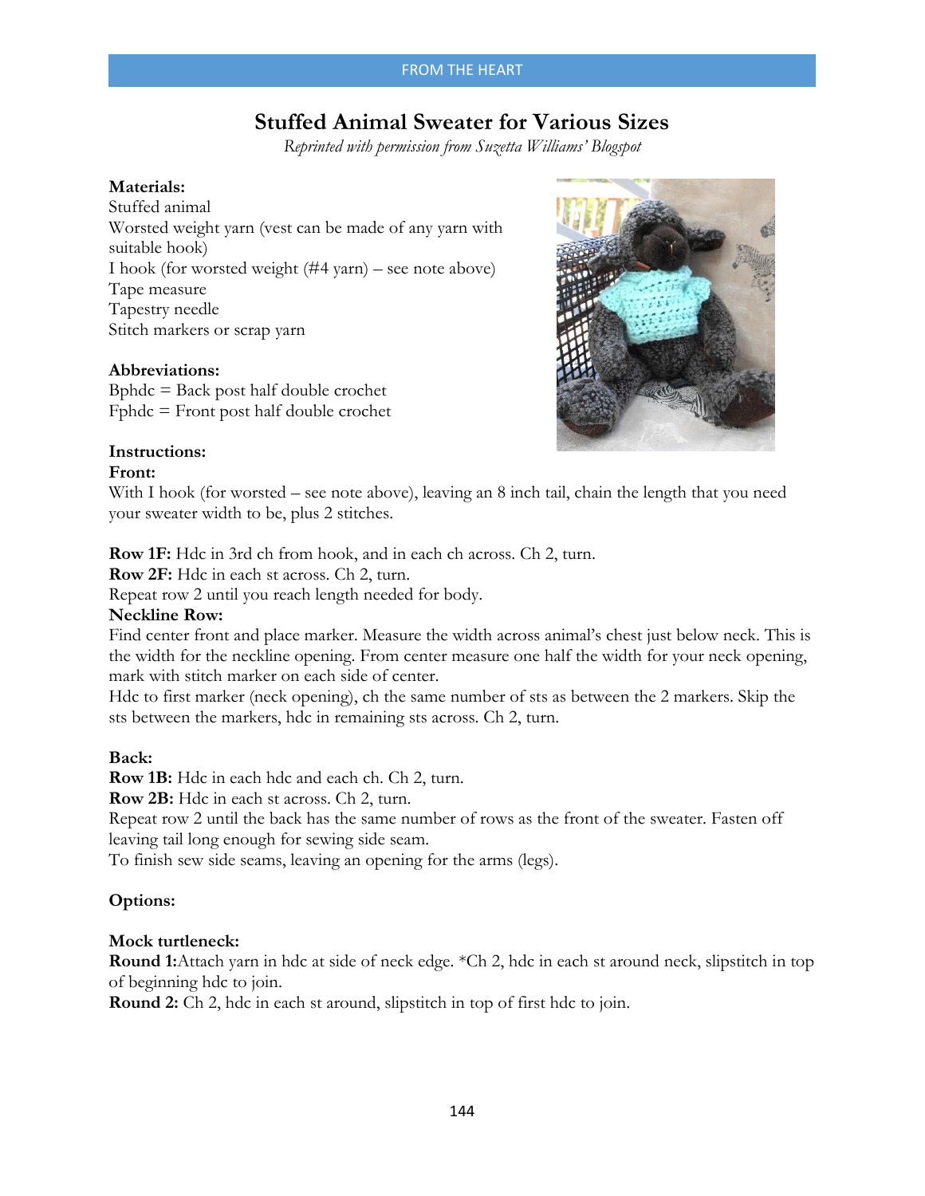# Stuffed Animal Sweater for Various Sizes

*Reprinted with permission from Suzetta Williams' Blogspot*

**Materials:**
Stuffed animal
Worsted weight yarn (vest can be made of any yarn with suitable hook)
I hook (for worsted weight (#4 yarn) – see note above)
Tape measure
Tapestry needle
Stitch markers or scrap yarn

**Abbreviations:**
Bphdc = Back post half double crochet
Fphdc = Front post half double crochet

**Instructions:**

**Front:**
With I hook (for worsted – see note above), leaving an 8 inch tail, chain the length that you need your sweater width to be, plus 2 stitches.

**Row 1F:** Hdc in 3rd ch from hook, and in each ch across. Ch 2, turn.
**Row 2F:** Hdc in each st across. Ch 2, turn.
Repeat row 2 until you reach length needed for body.

**Neckline Row:**
Find center front and place marker. Measure the width across animal's chest just below neck. This is the width for the neckline opening. From center measure one half the width for your neck opening, mark with stitch marker on each side of center.
Hdc to first marker (neck opening), ch the same number of sts as between the 2 markers. Skip the sts between the markers, hdc in remaining sts across. Ch 2, turn.

**Back:**
**Row 1B:** Hdc in each hdc and each ch. Ch 2, turn.
**Row 2B:** Hdc in each st across. Ch 2, turn.
Repeat row 2 until the back has the same number of rows as the front of the sweater. Fasten off leaving tail long enough for sewing side seam.
To finish sew side seams, leaving an opening for the arms (legs).

**Options:**

**Mock turtleneck:**
**Round 1:**Attach yarn in hdc at side of neck edge. *Ch 2, hdc in each st around neck, slipstitch in top of beginning hdc to join.
**Round 2:** Ch 2, hdc in each st around, slipstitch in top of first hdc to join.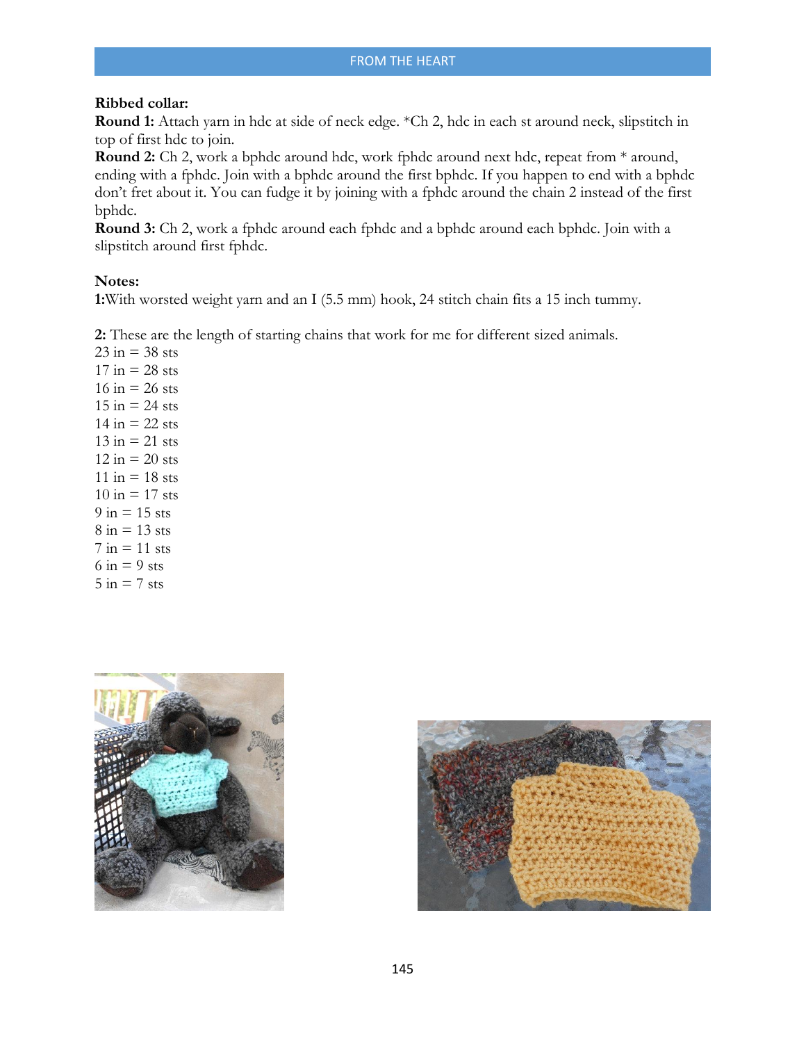**Ribbed collar:**

**Round 1:** Attach yarn in hdc at side of neck edge. *Ch 2, hdc in each st around neck, slipstitch in top of first hdc to join.

**Round 2:** Ch 2, work a bphdc around hdc, work fphdc around next hdc, repeat from * around, ending with a fphdc. Join with a bphdc around the first bphdc. If you happen to end with a bphdc don't fret about it. You can fudge it by joining with a fphdc around the chain 2 instead of the first bphdc.

**Round 3:** Ch 2, work a fphdc around each fphdc and a bphdc around each bphdc. Join with a slipstitch around first fphdc.

**Notes:**

**1:**With worsted weight yarn and an I (5.5 mm) hook, 24 stitch chain fits a 15 inch tummy.

**2:** These are the length of starting chains that work for me for different sized animals.

23 in = 38 sts
17 in = 28 sts
16 in = 26 sts
15 in = 24 sts
14 in = 22 sts
13 in = 21 sts
12 in = 20 sts
11 in = 18 sts
10 in = 17 sts
9 in = 15 sts
8 in = 13 sts
7 in = 11 sts
6 in = 9 sts
5 in = 7 sts